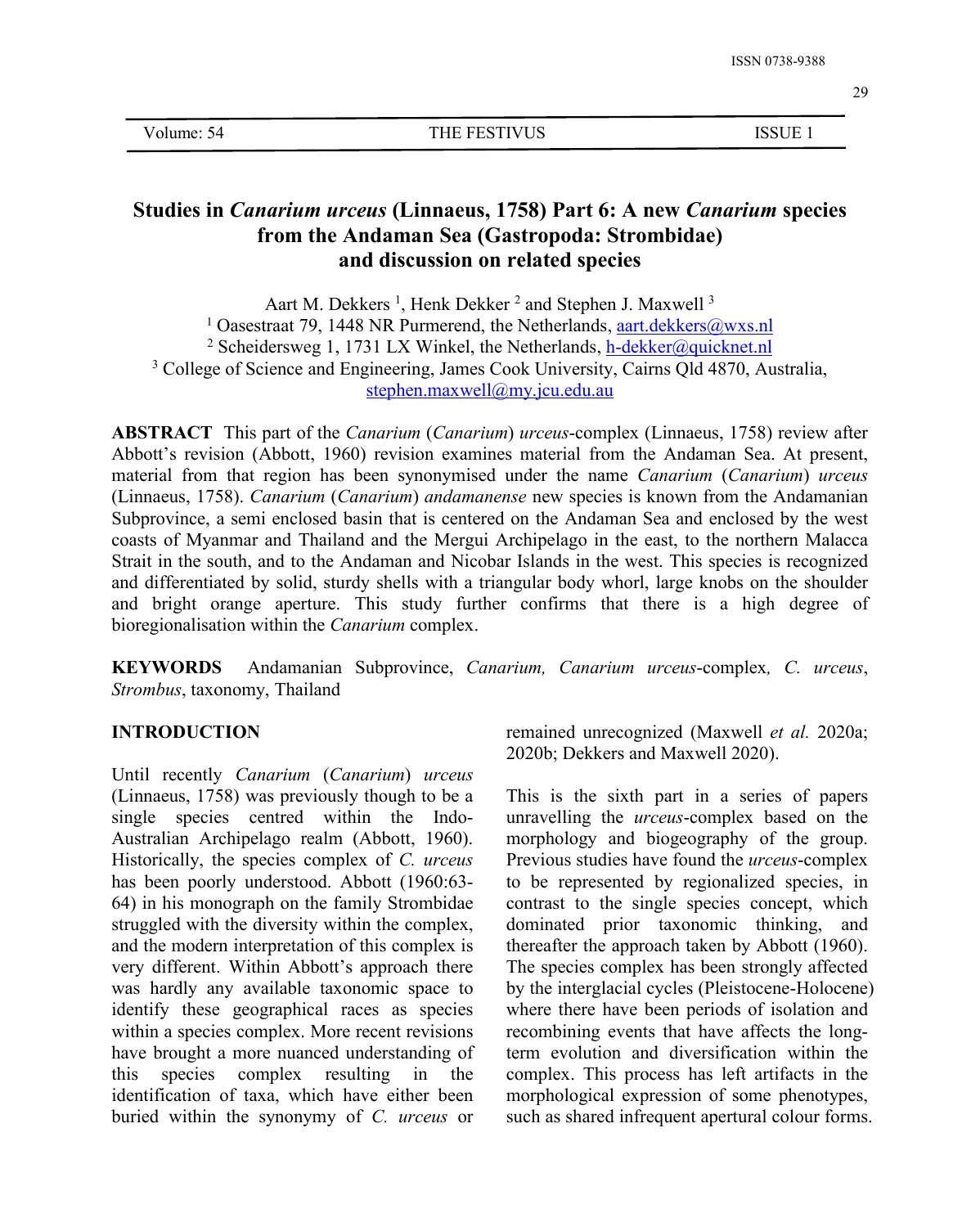# Studies in *Canarium urceus* (Linnaeus, 1758) Part 6: A new *Canarium* species from the Andaman Sea (Gastropoda: Strombidae) and discussion on related species

Aart M. Dekkers [1], Henk Dekker [2] and Stephen J. Maxwell [3]

[1] Oasestraat 79, 1448 NR Purmerend, the Netherlands, aart.dekkers@wxs.nl
[2] Scheidersweg 1, 1731 LX Winkel, the Netherlands, h-dekker@quicknet.nl
[3] College of Science and Engineering, James Cook University, Cairns Qld 4870, Australia, stephen.maxwell@my.jcu.edu.au

**ABSTRACT** This part of the *Canarium* (*Canarium*) *urceus*-complex (Linnaeus, 1758) review after Abbott's revision (Abbott, 1960) revision examines material from the Andaman Sea. At present, material from that region has been synonymised under the name *Canarium* (*Canarium*) *urceus* (Linnaeus, 1758). *Canarium* (*Canarium*) *andamanense* new species is known from the Andamanian Subprovince, a semi enclosed basin that is centered on the Andaman Sea and enclosed by the west coasts of Myanmar and Thailand and the Mergui Archipelago in the east, to the northern Malacca Strait in the south, and to the Andaman and Nicobar Islands in the west. This species is recognized and differentiated by solid, sturdy shells with a triangular body whorl, large knobs on the shoulder and bright orange aperture. This study further confirms that there is a high degree of bioregionalisation within the *Canarium* complex.

**KEYWORDS** Andamanian Subprovince, *Canarium, Canarium urceus*-complex*, C. urceus*, *Strombus*, taxonomy, Thailand

## INTRODUCTION

Until recently *Canarium* (*Canarium*) *urceus* (Linnaeus, 1758) was previously though to be a single species centred within the Indo-Australian Archipelago realm (Abbott, 1960). Historically, the species complex of *C. urceus* has been poorly understood. Abbott (1960:63-64) in his monograph on the family Strombidae struggled with the diversity within the complex, and the modern interpretation of this complex is very different. Within Abbott's approach there was hardly any available taxonomic space to identify these geographical races as species within a species complex. More recent revisions have brought a more nuanced understanding of this species complex resulting in the identification of taxa, which have either been buried within the synonymy of *C. urceus* or remained unrecognized (Maxwell *et al.* 2020a; 2020b; Dekkers and Maxwell 2020).

This is the sixth part in a series of papers unravelling the *urceus*-complex based on the morphology and biogeography of the group. Previous studies have found the *urceus*-complex to be represented by regionalized species, in contrast to the single species concept, which dominated prior taxonomic thinking, and thereafter the approach taken by Abbott (1960). The species complex has been strongly affected by the interglacial cycles (Pleistocene-Holocene) where there have been periods of isolation and recombining events that have affects the long-term evolution and diversification within the complex. This process has left artifacts in the morphological expression of some phenotypes, such as shared infrequent apertural colour forms.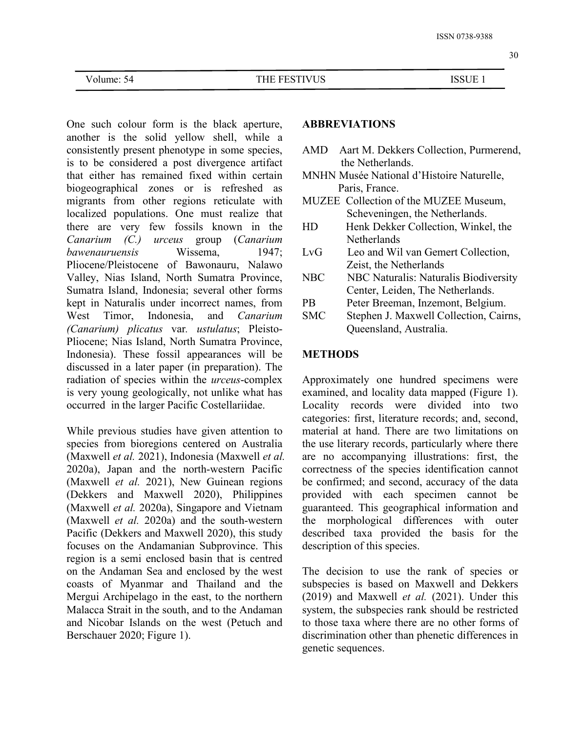One such colour form is the black aperture, another is the solid yellow shell, while a consistently present phenotype in some species, is to be considered a post divergence artifact that either has remained fixed within certain biogeographical zones or is refreshed as migrants from other regions reticulate with localized populations. One must realize that there are very few fossils known in the *Canarium (C.) urceus* group (*Canarium bawenauruensis* Wissema, 1947; Pliocene/Pleistocene of Bawonauru, Nalawo Valley, Nias Island, North Sumatra Province, Sumatra Island, Indonesia; several other forms kept in Naturalis under incorrect names, from West Timor, Indonesia, and *Canarium (Canarium) plicatus* var. *ustulatus*; Pleisto-Pliocene; Nias Island, North Sumatra Province, Indonesia). These fossil appearances will be discussed in a later paper (in preparation). The radiation of species within the *urceus*-complex is very young geologically, not unlike what has occurred in the larger Pacific Costellariidae.

While previous studies have given attention to species from bioregions centered on Australia (Maxwell *et al.* 2021), Indonesia (Maxwell *et al.* 2020a), Japan and the north-western Pacific (Maxwell *et al.* 2021), New Guinean regions (Dekkers and Maxwell 2020), Philippines (Maxwell *et al.* 2020a), Singapore and Vietnam (Maxwell *et al.* 2020a) and the south-western Pacific (Dekkers and Maxwell 2020), this study focuses on the Andamanian Subprovince. This region is a semi enclosed basin that is centred on the Andaman Sea and enclosed by the west coasts of Myanmar and Thailand and the Mergui Archipelago in the east, to the northern Malacca Strait in the south, and to the Andaman and Nicobar Islands on the west (Petuch and Berschauer 2020; Figure 1).

## ABBREVIATIONS

- AMD Aart M. Dekkers Collection, Purmerend, the Netherlands.
- MNHN Musée National d'Histoire Naturelle, Paris, France.
- MUZEE Collection of the MUZEE Museum, Scheveningen, the Netherlands.
- HD Henk Dekker Collection, Winkel, the Netherlands
- LvG Leo and Wil van Gemert Collection, Zeist, the Netherlands
- NBC NBC Naturalis: Naturalis Biodiversity Center, Leiden, The Netherlands.
- PB Peter Breeman, Inzemont, Belgium.
- SMC Stephen J. Maxwell Collection, Cairns, Queensland, Australia.

## METHODS

Approximately one hundred specimens were examined, and locality data mapped (Figure 1). Locality records were divided into two categories: first, literature records; and, second, material at hand. There are two limitations on the use literary records, particularly where there are no accompanying illustrations: first, the correctness of the species identification cannot be confirmed; and second, accuracy of the data provided with each specimen cannot be guaranteed. This geographical information and the morphological differences with outer described taxa provided the basis for the description of this species.

The decision to use the rank of species or subspecies is based on Maxwell and Dekkers (2019) and Maxwell *et al.* (2021). Under this system, the subspecies rank should be restricted to those taxa where there are no other forms of discrimination other than phenetic differences in genetic sequences.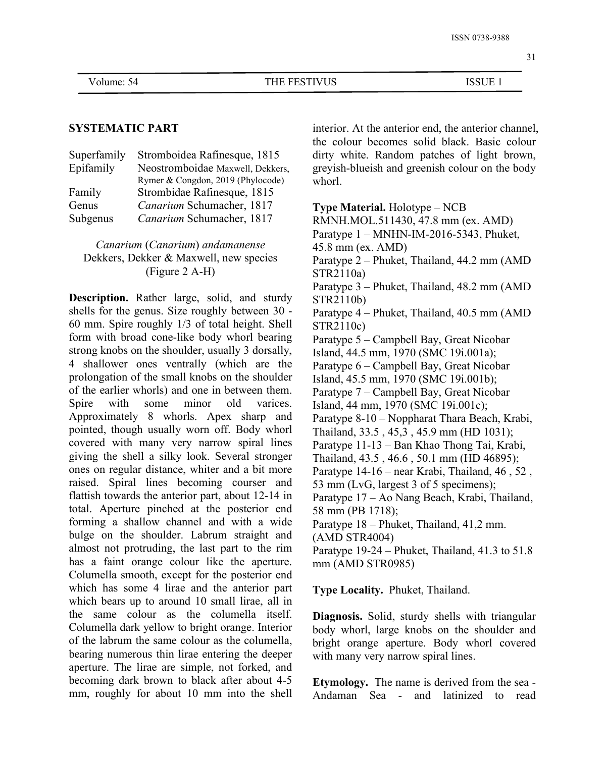## SYSTEMATIC PART

| | |
|---|---|
| Superfamily | Stromboidea Rafinesque, 1815 |
| Epifamily | Neostromboidae Maxwell, Dekkers, Rymer & Congdon, 2019 (Phylocode) |
| Family | Strombidae Rafinesque, 1815 |
| Genus | *Canarium* Schumacher, 1817 |
| Subgenus | *Canarium* Schumacher, 1817 |

*Canarium* (*Canarium*) *andamanense*
Dekkers, Dekker & Maxwell, new species
(Figure 2 A-H)

**Description.** Rather large, solid, and sturdy shells for the genus. Size roughly between 30 - 60 mm. Spire roughly 1/3 of total height. Shell form with broad cone-like body whorl bearing strong knobs on the shoulder, usually 3 dorsally, 4 shallower ones ventrally (which are the prolongation of the small knobs on the shoulder of the earlier whorls) and one in between them. Spire with some minor old varices. Approximately 8 whorls. Apex sharp and pointed, though usually worn off. Body whorl covered with many very narrow spiral lines giving the shell a silky look. Several stronger ones on regular distance, whiter and a bit more raised. Spiral lines becoming courser and flattish towards the anterior part, about 12-14 in total. Aperture pinched at the posterior end forming a shallow channel and with a wide bulge on the shoulder. Labrum straight and almost not protruding, the last part to the rim has a faint orange colour like the aperture. Columella smooth, except for the posterior end which has some 4 lirae and the anterior part which bears up to around 10 small lirae, all in the same colour as the columella itself. Columella dark yellow to bright orange. Interior of the labrum the same colour as the columella, bearing numerous thin lirae entering the deeper aperture. The lirae are simple, not forked, and becoming dark brown to black after about 4-5 mm, roughly for about 10 mm into the shell interior. At the anterior end, the anterior channel, the colour becomes solid black. Basic colour dirty white. Random patches of light brown, greyish-blueish and greenish colour on the body whorl.

**Type Material.** Holotype – NCB RMNH.MOL.511430, 47.8 mm (ex. AMD)
Paratype 1 – MNHN-IM-2016-5343, Phuket, 45.8 mm (ex. AMD)
Paratype 2 – Phuket, Thailand, 44.2 mm (AMD STR2110a)
Paratype 3 – Phuket, Thailand, 48.2 mm (AMD STR2110b)
Paratype 4 – Phuket, Thailand, 40.5 mm (AMD STR2110c)
Paratype 5 – Campbell Bay, Great Nicobar Island, 44.5 mm, 1970 (SMC 19i.001a);
Paratype 6 – Campbell Bay, Great Nicobar Island, 45.5 mm, 1970 (SMC 19i.001b);
Paratype 7 – Campbell Bay, Great Nicobar Island, 44 mm, 1970 (SMC 19i.001c);
Paratype 8-10 – Noppharat Thara Beach, Krabi, Thailand, 33.5 , 45,3 , 45.9 mm (HD 1031);
Paratype 11-13 – Ban Khao Thong Tai, Krabi, Thailand, 43.5 , 46.6 , 50.1 mm (HD 46895);
Paratype 14-16 – near Krabi, Thailand, 46 , 52 , 53 mm (LvG, largest 3 of 5 specimens);
Paratype 17 – Ao Nang Beach, Krabi, Thailand, 58 mm (PB 1718);
Paratype 18 – Phuket, Thailand, 41,2 mm. (AMD STR4004)
Paratype 19-24 – Phuket, Thailand, 41.3 to 51.8 mm (AMD STR0985)

**Type Locality.** Phuket, Thailand.

**Diagnosis.** Solid, sturdy shells with triangular body whorl, large knobs on the shoulder and bright orange aperture. Body whorl covered with many very narrow spiral lines.

**Etymology.** The name is derived from the sea - Andaman Sea - and latinized to read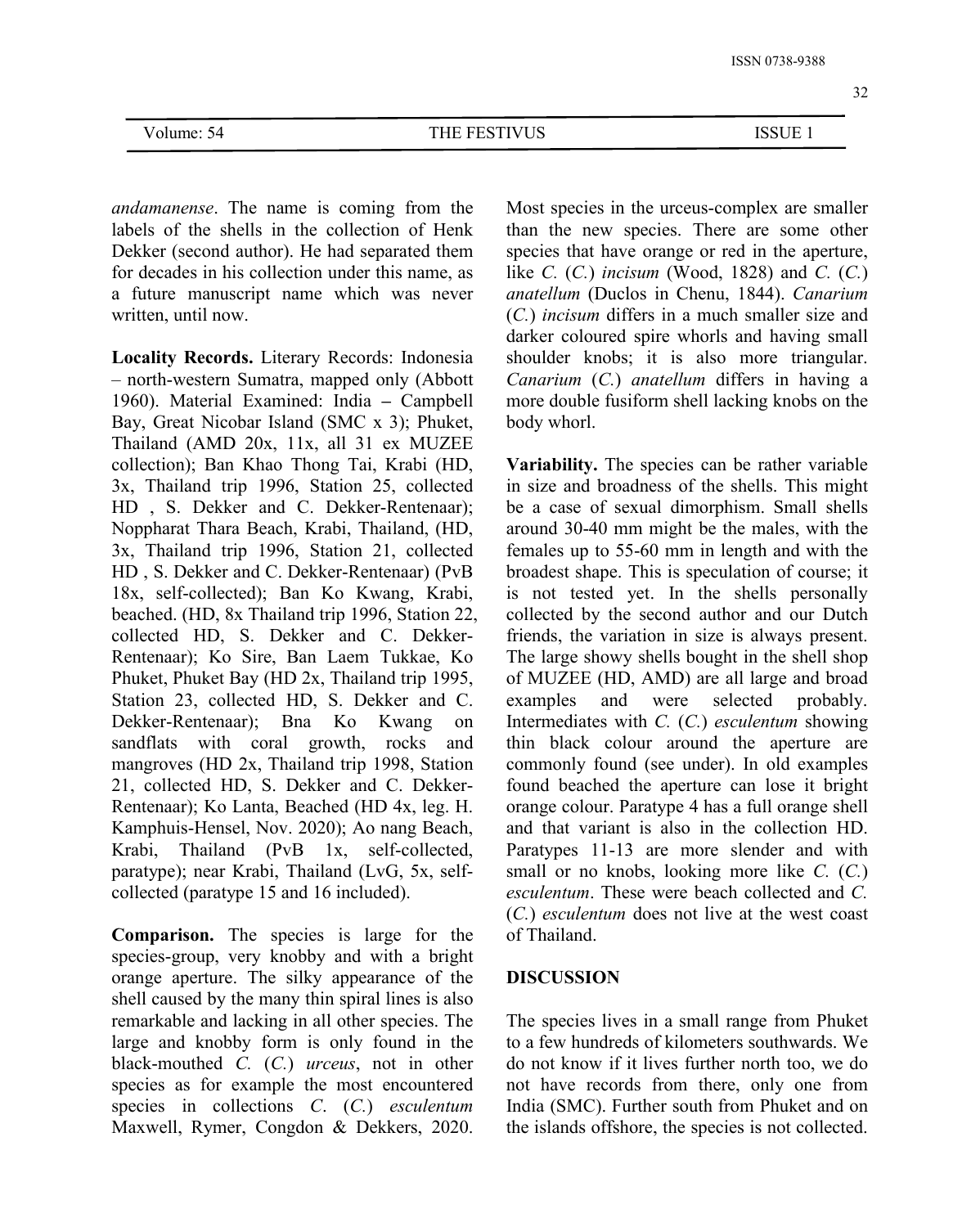*andamanense*. The name is coming from the labels of the shells in the collection of Henk Dekker (second author). He had separated them for decades in his collection under this name, as a future manuscript name which was never written, until now.

**Locality Records.** Literary Records: Indonesia – north-western Sumatra, mapped only (Abbott 1960). Material Examined: India – Campbell Bay, Great Nicobar Island (SMC x 3); Phuket, Thailand (AMD 20x, 11x, all 31 ex MUZEE collection); Ban Khao Thong Tai, Krabi (HD, 3x, Thailand trip 1996, Station 25, collected HD , S. Dekker and C. Dekker-Rentenaar); Noppharat Thara Beach, Krabi, Thailand, (HD, 3x, Thailand trip 1996, Station 21, collected HD , S. Dekker and C. Dekker-Rentenaar) (PvB 18x, self-collected); Ban Ko Kwang, Krabi, beached. (HD, 8x Thailand trip 1996, Station 22, collected HD, S. Dekker and C. Dekker-Rentenaar); Ko Sire, Ban Laem Tukkae, Ko Phuket, Phuket Bay (HD 2x, Thailand trip 1995, Station 23, collected HD, S. Dekker and C. Dekker-Rentenaar); Bna Ko Kwang on sandflats with coral growth, rocks and mangroves (HD 2x, Thailand trip 1998, Station 21, collected HD, S. Dekker and C. Dekker-Rentenaar); Ko Lanta, Beached (HD 4x, leg. H. Kamphuis-Hensel, Nov. 2020); Ao nang Beach, Krabi, Thailand (PvB 1x, self-collected, paratype); near Krabi, Thailand (LvG, 5x, self-collected (paratype 15 and 16 included).

**Comparison.** The species is large for the species-group, very knobby and with a bright orange aperture. The silky appearance of the shell caused by the many thin spiral lines is also remarkable and lacking in all other species. The large and knobby form is only found in the black-mouthed *C.* (*C.*) *urceus*, not in other species as for example the most encountered species in collections *C.* (*C.*) *esculentum* Maxwell, Rymer, Congdon & Dekkers, 2020. Most species in the urceus-complex are smaller than the new species. There are some other species that have orange or red in the aperture, like *C.* (*C.*) *incisum* (Wood, 1828) and *C.* (*C.*) *anatellum* (Duclos in Chenu, 1844). *Canarium* (*C.*) *incisum* differs in a much smaller size and darker coloured spire whorls and having small shoulder knobs; it is also more triangular. *Canarium* (*C.*) *anatellum* differs in having a more double fusiform shell lacking knobs on the body whorl.

**Variability.** The species can be rather variable in size and broadness of the shells. This might be a case of sexual dimorphism. Small shells around 30-40 mm might be the males, with the females up to 55-60 mm in length and with the broadest shape. This is speculation of course; it is not tested yet. In the shells personally collected by the second author and our Dutch friends, the variation in size is always present. The large showy shells bought in the shell shop of MUZEE (HD, AMD) are all large and broad examples and were selected probably. Intermediates with *C.* (*C.*) *esculentum* showing thin black colour around the aperture are commonly found (see under). In old examples found beached the aperture can lose it bright orange colour. Paratype 4 has a full orange shell and that variant is also in the collection HD. Paratypes 11-13 are more slender and with small or no knobs, looking more like *C.* (*C.*) *esculentum*. These were beach collected and *C.* (*C.*) *esculentum* does not live at the west coast of Thailand.

## DISCUSSION

The species lives in a small range from Phuket to a few hundreds of kilometers southwards. We do not know if it lives further north too, we do not have records from there, only one from India (SMC). Further south from Phuket and on the islands offshore, the species is not collected.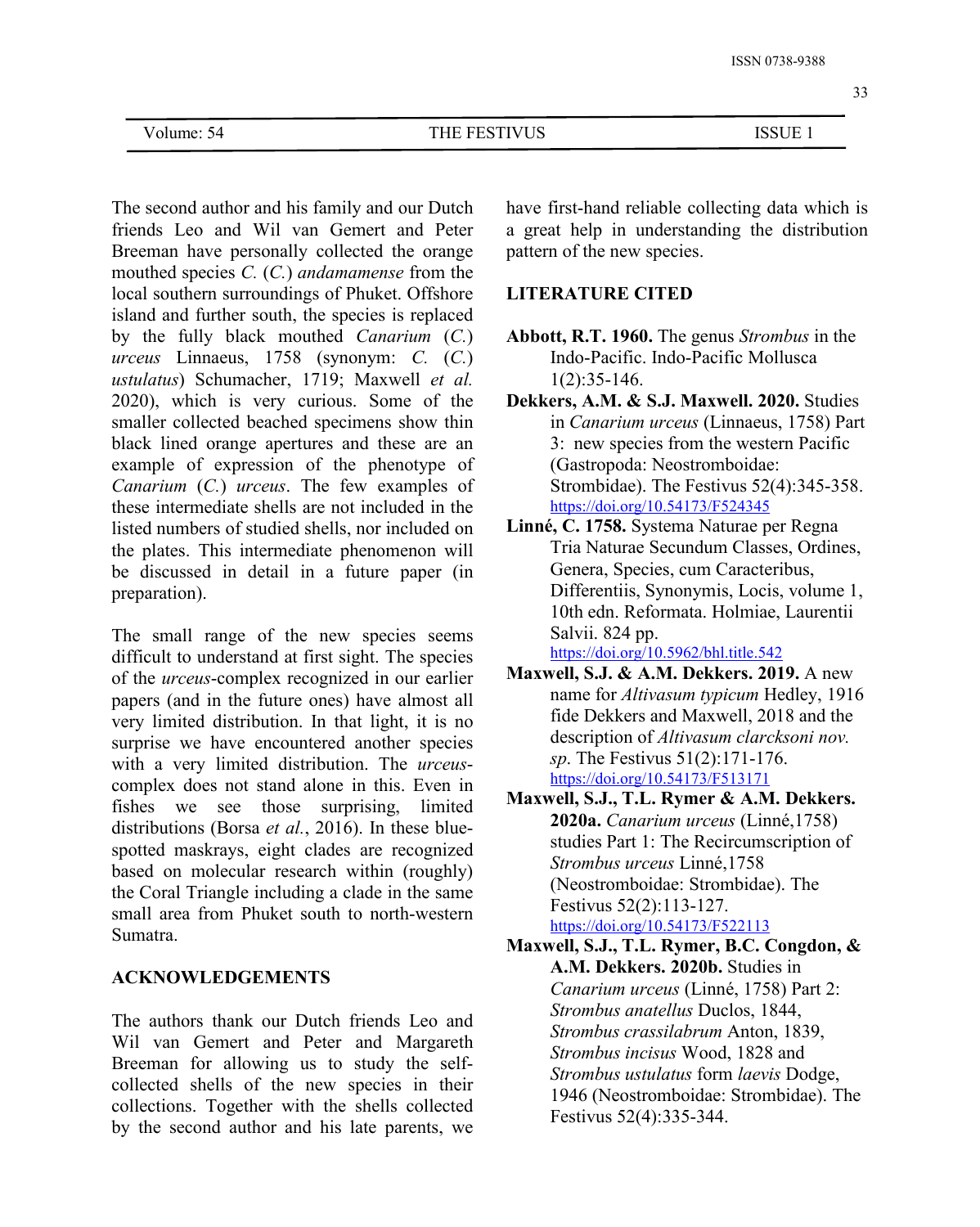The second author and his family and our Dutch friends Leo and Wil van Gemert and Peter Breeman have personally collected the orange mouthed species *C.* (*C.*) *andamamense* from the local southern surroundings of Phuket. Offshore island and further south, the species is replaced by the fully black mouthed *Canarium* (*C.*) *urceus* Linnaeus, 1758 (synonym: *C.* (*C.*) *ustulatus*) Schumacher, 1719; Maxwell *et al.* 2020), which is very curious. Some of the smaller collected beached specimens show thin black lined orange apertures and these are an example of expression of the phenotype of *Canarium* (*C.*) *urceus*. The few examples of these intermediate shells are not included in the listed numbers of studied shells, nor included on the plates. This intermediate phenomenon will be discussed in detail in a future paper (in preparation).

The small range of the new species seems difficult to understand at first sight. The species of the *urceus*-complex recognized in our earlier papers (and in the future ones) have almost all very limited distribution. In that light, it is no surprise we have encountered another species with a very limited distribution. The *urceus*-complex does not stand alone in this. Even in fishes we see those surprising, limited distributions (Borsa *et al.*, 2016). In these blue-spotted maskrays, eight clades are recognized based on molecular research within (roughly) the Coral Triangle including a clade in the same small area from Phuket south to north-western Sumatra.

## ACKNOWLEDGEMENTS

The authors thank our Dutch friends Leo and Wil van Gemert and Peter and Margareth Breeman for allowing us to study the self-collected shells of the new species in their collections. Together with the shells collected by the second author and his late parents, we have first-hand reliable collecting data which is a great help in understanding the distribution pattern of the new species.

## LITERATURE CITED

**Abbott, R.T. 1960.** The genus *Strombus* in the Indo-Pacific. Indo-Pacific Mollusca 1(2):35-146.

**Dekkers, A.M. & S.J. Maxwell. 2020.** Studies in *Canarium urceus* (Linnaeus, 1758) Part 3: new species from the western Pacific (Gastropoda: Neostromboidae: Strombidae). The Festivus 52(4):345-358. https://doi.org/10.54173/F524345

**Linné, C. 1758.** Systema Naturae per Regna Tria Naturae Secundum Classes, Ordines, Genera, Species, cum Characteribus, Differentiis, Synonymis, Locis, volume 1, 10th edn. Reformata. Holmiae, Laurentii Salvii. 824 pp. https://doi.org/10.5962/bhl.title.542

**Maxwell, S.J. & A.M. Dekkers. 2019.** A new name for *Altivasum typicum* Hedley, 1916 fide Dekkers and Maxwell, 2018 and the description of *Altivasum clarcksoni nov. sp*. The Festivus 51(2):171-176. https://doi.org/10.54173/F513171

**Maxwell, S.J., T.L. Rymer & A.M. Dekkers. 2020a.** *Canarium urceus* (Linné,1758) studies Part 1: The Recircumscription of *Strombus urceus* Linné,1758 (Neostromboidae: Strombidae). The Festivus 52(2):113-127. https://doi.org/10.54173/F522113

**Maxwell, S.J., T.L. Rymer, B.C. Congdon, & A.M. Dekkers. 2020b.** Studies in *Canarium urceus* (Linné, 1758) Part 2: *Strombus anatellus* Duclos, 1844, *Strombus crassilabrum* Anton, 1839, *Strombus incisus* Wood, 1828 and *Strombus ustulatus* form *laevis* Dodge, 1946 (Neostromboidae: Strombidae). The Festivus 52(4):335-344.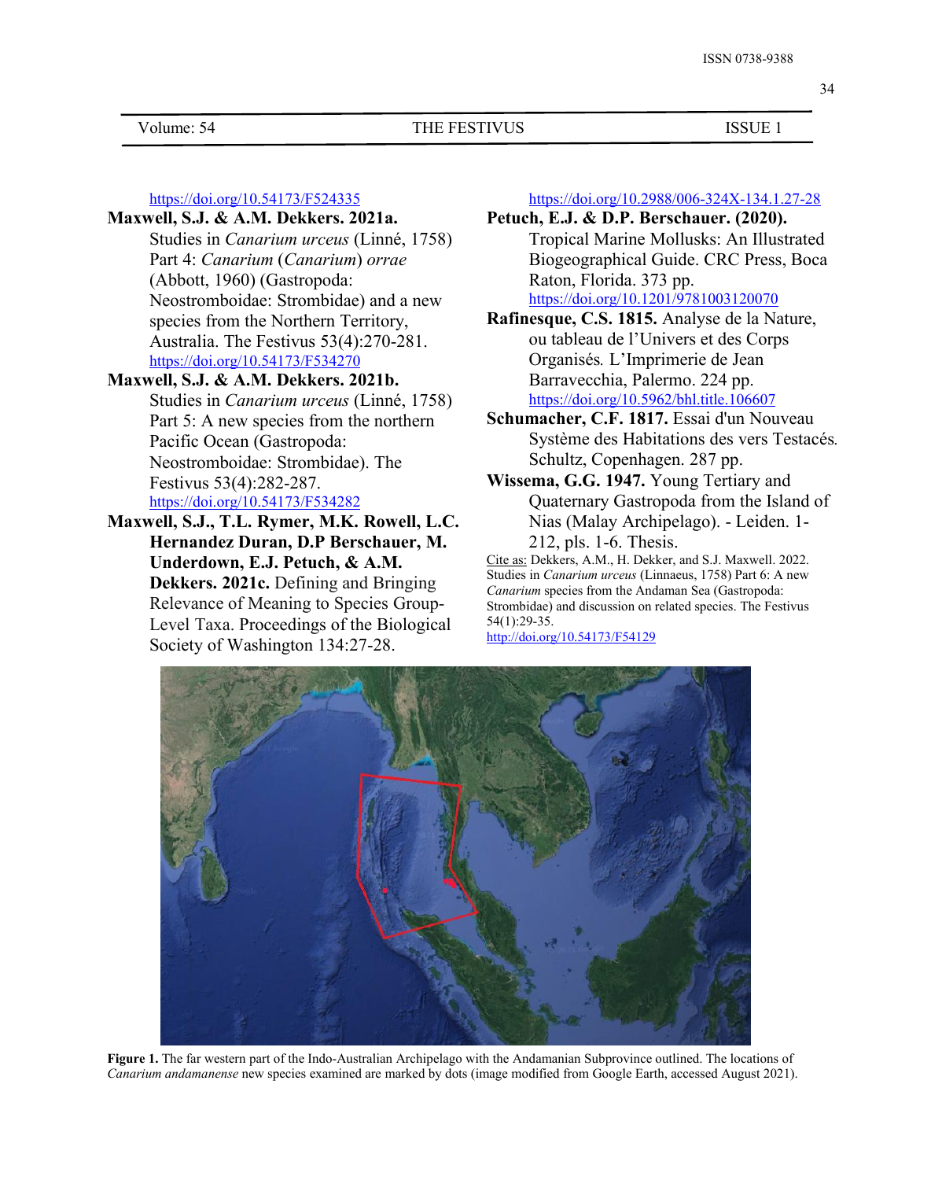https://doi.org/10.54173/F524335

**Maxwell, S.J. & A.M. Dekkers. 2021a.** Studies in *Canarium urceus* (Linné, 1758) Part 4: *Canarium* (*Canarium*) *orrae* (Abbott, 1960) (Gastropoda: Neostromboidae: Strombidae) and a new species from the Northern Territory, Australia. The Festivus 53(4):270-281. https://doi.org/10.54173/F534270

**Maxwell, S.J. & A.M. Dekkers. 2021b.** Studies in *Canarium urceus* (Linné, 1758) Part 5: A new species from the northern Pacific Ocean (Gastropoda: Neostromboidae: Strombidae). The Festivus 53(4):282-287. https://doi.org/10.54173/F534282

**Maxwell, S.J., T.L. Rymer, M.K. Rowell, L.C. Hernandez Duran, D.P Berschauer, M. Underdown, E.J. Petuch, & A.M. Dekkers. 2021c.** Defining and Bringing Relevance of Meaning to Species Group-Level Taxa. Proceedings of the Biological Society of Washington 134:27-28. https://doi.org/10.2988/006-324X-134.1.27-28

**Petuch, E.J. & D.P. Berschauer. (2020).** Tropical Marine Mollusks: An Illustrated Biogeographical Guide. CRC Press, Boca Raton, Florida. 373 pp. https://doi.org/10.1201/9781003120070

**Rafinesque, C.S. 1815.** Analyse de la Nature, ou tableau de l'Univers et des Corps Organisés*.* L'Imprimerie de Jean Barravecchia, Palermo. 224 pp. https://doi.org/10.5962/bhl.title.106607

**Schumacher, C.F. 1817.** Essai d'un Nouveau Système des Habitations des vers Testacés*.* Schultz, Copenhagen. 287 pp.

**Wissema, G.G. 1947.** Young Tertiary and Quaternary Gastropoda from the Island of Nias (Malay Archipelago). - Leiden. 1-212, pls. 1-6. Thesis.

Cite as: Dekkers, A.M., H. Dekker, and S.J. Maxwell. 2022. Studies in *Canarium urceus* (Linnaeus, 1758) Part 6: A new *Canarium* species from the Andaman Sea (Gastropoda: Strombidae) and discussion on related species. The Festivus 54(1):29-35. http://doi.org/10.54173/F54129

**Figure 1.** The far western part of the Indo-Australian Archipelago with the Andamanian Subprovince outlined. The locations of *Canarium andamanense* new species examined are marked by dots (image modified from Google Earth, accessed August 2021).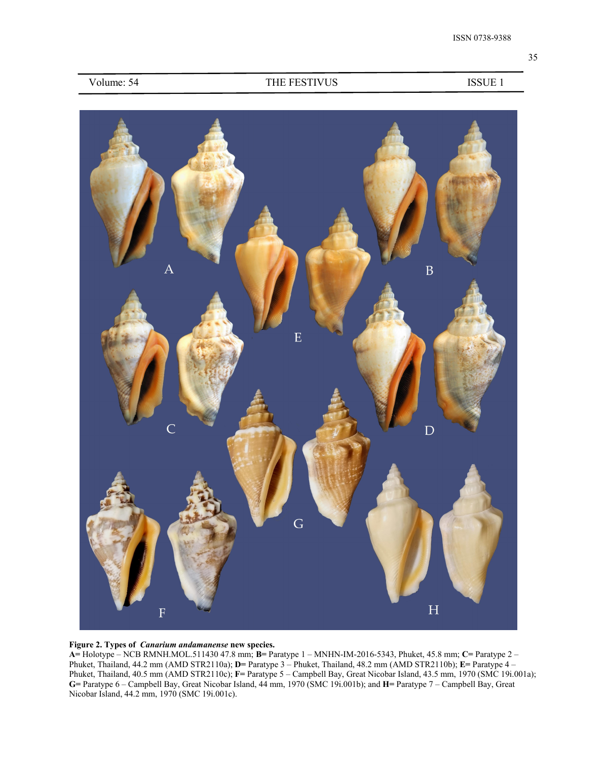**Figure 2. Types of *Canarium andamanense* new species.**
**A=** Holotype – NCB RMNH.MOL.511430 47.8 mm; **B=** Paratype 1 – MNHN-IM-2016-5343, Phuket, 45.8 mm; **C=** Paratype 2 – Phuket, Thailand, 44.2 mm (AMD STR2110a); **D=** Paratype 3 – Phuket, Thailand, 48.2 mm (AMD STR2110b); **E=** Paratype 4 – Phuket, Thailand, 40.5 mm (AMD STR2110c); **F=** Paratype 5 – Campbell Bay, Great Nicobar Island, 43.5 mm, 1970 (SMC 19i.001a); **G=** Paratype 6 – Campbell Bay, Great Nicobar Island, 44 mm, 1970 (SMC 19i.001b); and **H=** Paratype 7 – Campbell Bay, Great Nicobar Island, 44.2 mm, 1970 (SMC 19i.001c).